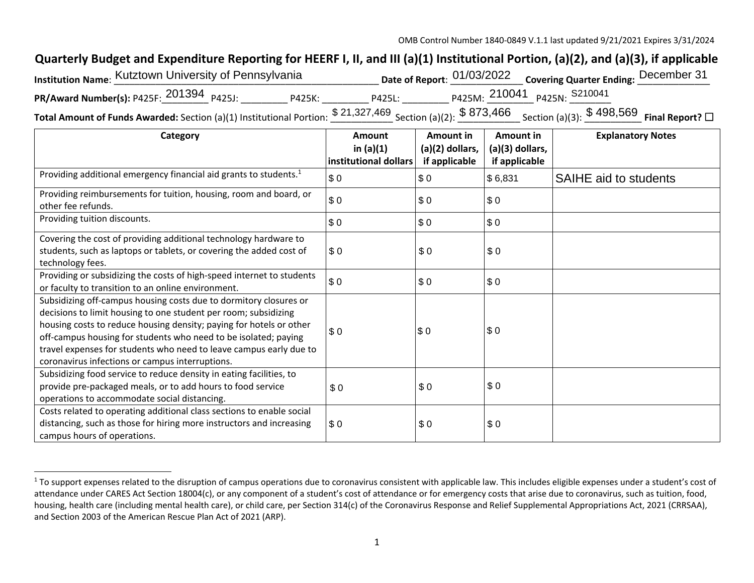OMB Control Number 1840-0849 V.1.1 last updated 9/21/2021 Expires 3/31/2024

# Quarterly Budget and Expenditure Reporting for HEERF I, II, and III (a)(1) Institutional Portion, (a)(2), and (a)(3), if applicable

**Institution Name**: Kutztown University of Pennsylvania **Date of Report**: 01/03/2022 **Covering Quarter Ending:** December 31

**PR/Award Number(s):** P425F: 201394 P425J: ________ P425K: ________ P425L: ________ P425M: 210041 P425N: S210041

**Total Amount of Funds Awarded:** Section (a)(1) Institutional Portion: $ 21,327,469 Section (a)(2): $ 873,466 Section (a)(3): $ 498,569 **Final Report?** ☐

| Category | Amount in (a)(1) institutional dollars | Amount in (a)(2) dollars, if applicable | Amount in (a)(3) dollars, if applicable | Explanatory Notes |
|---|---|---|---|---|
| Providing additional emergency financial aid grants to students.[1] | $ 0 | $ 0 | $ 6,831 | SAIHE aid to students |
| Providing reimbursements for tuition, housing, room and board, or other fee refunds. | $ 0 | $ 0 | $ 0 | |
| Providing tuition discounts. | $ 0 | $ 0 | $ 0 | |
| Covering the cost of providing additional technology hardware to students, such as laptops or tablets, or covering the added cost of technology fees. | $ 0 | $ 0 | $ 0 | |
| Providing or subsidizing the costs of high-speed internet to students or faculty to transition to an online environment. | $ 0 | $ 0 | $ 0 | |
| Subsidizing off-campus housing costs due to dormitory closures or decisions to limit housing to one student per room; subsidizing housing costs to reduce housing density; paying for hotels or other off-campus housing for students who need to be isolated; paying travel expenses for students who need to leave campus early due to coronavirus infections or campus interruptions. | $ 0 | $ 0 | $ 0 | |
| Subsidizing food service to reduce density in eating facilities, to provide pre-packaged meals, or to add hours to food service operations to accommodate social distancing. | $ 0 | $ 0 | $ 0 | |
| Costs related to operating additional class sections to enable social distancing, such as those for hiring more instructors and increasing campus hours of operations. | $ 0 | $ 0 | $ 0 | |

[1] To support expenses related to the disruption of campus operations due to coronavirus consistent with applicable law. This includes eligible expenses under a student's cost of attendance under CARES Act Section 18004(c), or any component of a student's cost of attendance or for emergency costs that arise due to coronavirus, such as tuition, food, housing, health care (including mental health care), or child care, per Section 314(c) of the Coronavirus Response and Relief Supplemental Appropriations Act, 2021 (CRRSAA), and Section 2003 of the American Rescue Plan Act of 2021 (ARP).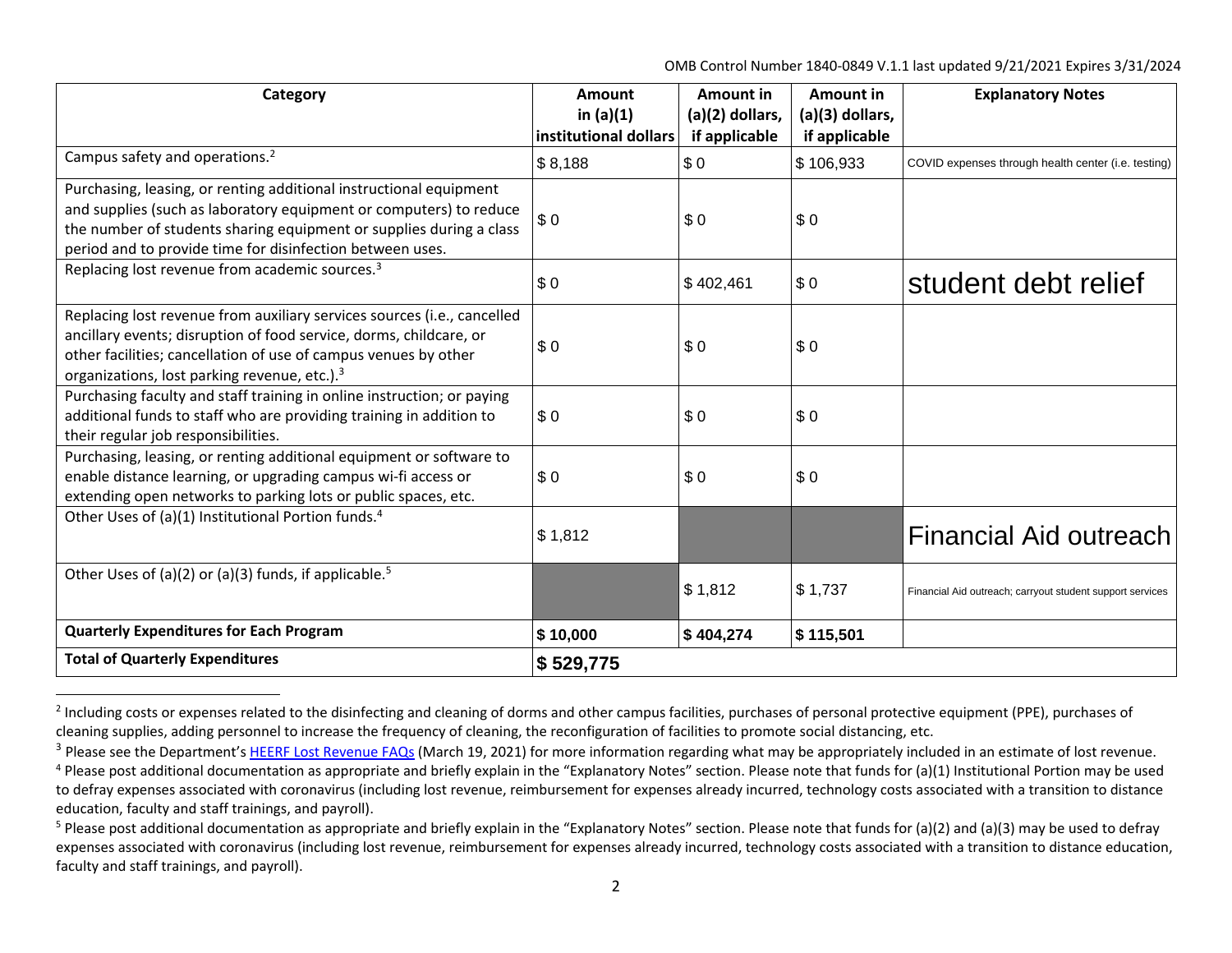| Category | Amount in (a)(1) institutional dollars | Amount in (a)(2) dollars, if applicable | Amount in (a)(3) dollars, if applicable | Explanatory Notes |
|---|---|---|---|---|
| Campus safety and operations.[2] | $ 8,188 | $ 0 | $ 106,933 | COVID expenses through health center (i.e. testing) |
| Purchasing, leasing, or renting additional instructional equipment and supplies (such as laboratory equipment or computers) to reduce the number of students sharing equipment or supplies during a class period and to provide time for disinfection between uses. | $ 0 | $ 0 | $ 0 | |
| Replacing lost revenue from academic sources.[3] | $ 0 | $ 402,461 | $ 0 | student debt relief |
| Replacing lost revenue from auxiliary services sources (i.e., cancelled ancillary events; disruption of food service, dorms, childcare, or other facilities; cancellation of use of campus venues by other organizations, lost parking revenue, etc.).[3] | $ 0 | $ 0 | $ 0 | |
| Purchasing faculty and staff training in online instruction; or paying additional funds to staff who are providing training in addition to their regular job responsibilities. | $ 0 | $ 0 | $ 0 | |
| Purchasing, leasing, or renting additional equipment or software to enable distance learning, or upgrading campus wi-fi access or extending open networks to parking lots or public spaces, etc. | $ 0 | $ 0 | $ 0 | |
| Other Uses of (a)(1) Institutional Portion funds.[4] | $ 1,812 | | | Financial Aid outreach |
| Other Uses of (a)(2) or (a)(3) funds, if applicable.[5] | | $ 1,812 | $ 1,737 | Financial Aid outreach; carryout student support services |
| **Quarterly Expenditures for Each Program** | **$ 10,000** | **$ 404,274** | **$ 115,501** | |
| **Total of Quarterly Expenditures** | **$ 529,775** | | | |

[2] Including costs or expenses related to the disinfecting and cleaning of dorms and other campus facilities, purchases of personal protective equipment (PPE), purchases of cleaning supplies, adding personnel to increase the frequency of cleaning, the reconfiguration of facilities to promote social distancing, etc.

[3] Please see the Department's HEERF Lost Revenue FAQs (March 19, 2021) for more information regarding what may be appropriately included in an estimate of lost revenue.

[4] Please post additional documentation as appropriate and briefly explain in the "Explanatory Notes" section. Please note that funds for (a)(1) Institutional Portion may be used to defray expenses associated with coronavirus (including lost revenue, reimbursement for expenses already incurred, technology costs associated with a transition to distance education, faculty and staff trainings, and payroll).

[5] Please post additional documentation as appropriate and briefly explain in the "Explanatory Notes" section. Please note that funds for (a)(2) and (a)(3) may be used to defray expenses associated with coronavirus (including lost revenue, reimbursement for expenses already incurred, technology costs associated with a transition to distance education, faculty and staff trainings, and payroll).